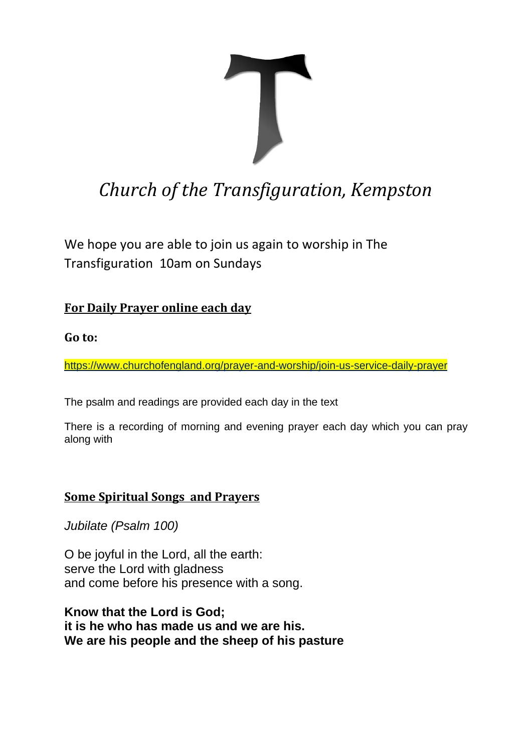# *Church of the Transfiguration, Kempston*

We hope you are able to join us again to worship in The Transfiguration 10am on Sundays

## For Daily Prayer online each day

**Go to:**

https://www.churchofengland.org/prayer-and-worship/join-us-service-daily-prayer

The psalm and readings are provided each day in the text

There is a recording of morning and evening prayer each day which you can pray along with

## Some Spiritual Songs and Prayers

*Jubilate (Psalm 100)*

O be joyful in the Lord, all the earth:
serve the Lord with gladness
and come before his presence with a song.

**Know that the Lord is God;**
**it is he who has made us and we are his.**
**We are his people and the sheep of his pasture**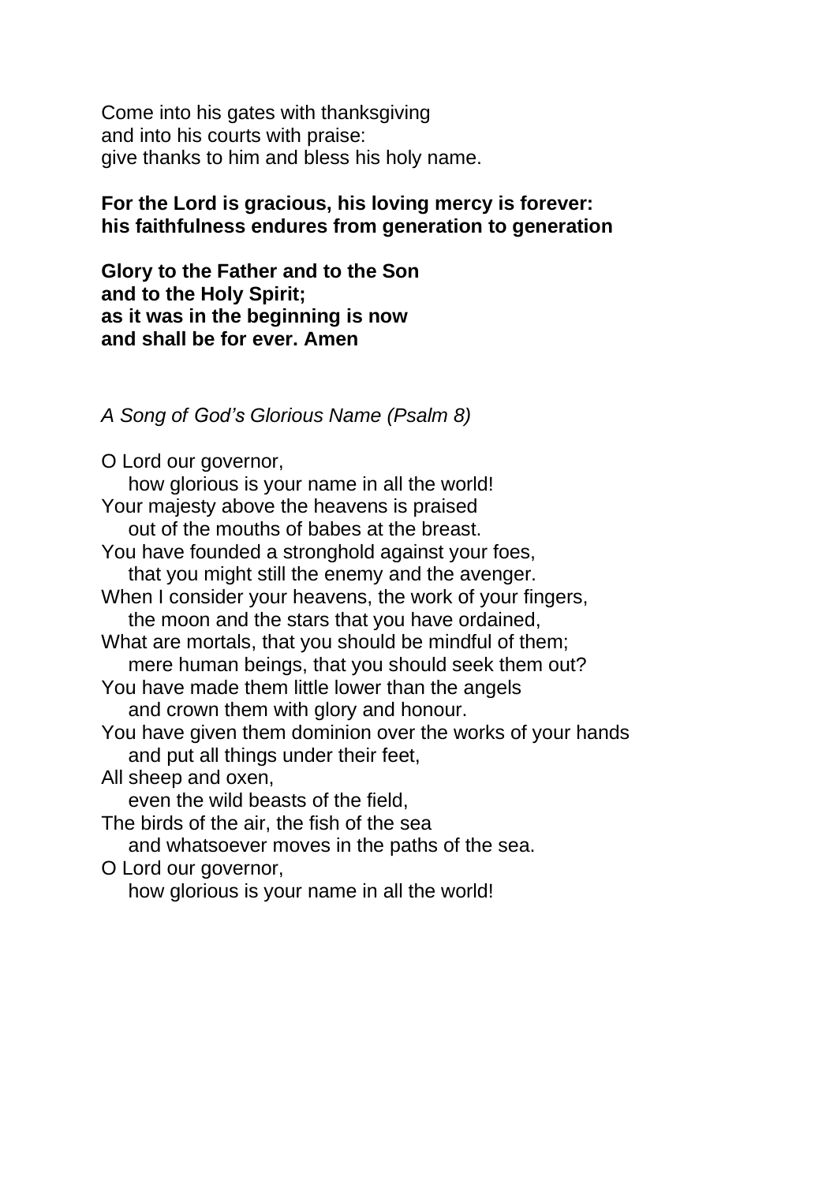Come into his gates with thanksgiving
and into his courts with praise:
give thanks to him and bless his holy name.

**For the Lord is gracious, his loving mercy is forever:**
**his faithfulness endures from generation to generation**

**Glory to the Father and to the Son**
**and to the Holy Spirit;**
**as it was in the beginning is now**
**and shall be for ever. Amen**

*A Song of God's Glorious Name (Psalm 8)*

O Lord our governor,
    how glorious is your name in all the world!
Your majesty above the heavens is praised
    out of the mouths of babes at the breast.
You have founded a stronghold against your foes,
    that you might still the enemy and the avenger.
When I consider your heavens, the work of your fingers,
    the moon and the stars that you have ordained,
What are mortals, that you should be mindful of them;
    mere human beings, that you should seek them out?
You have made them little lower than the angels
    and crown them with glory and honour.
You have given them dominion over the works of your hands
    and put all things under their feet,
All sheep and oxen,
    even the wild beasts of the field,
The birds of the air, the fish of the sea
    and whatsoever moves in the paths of the sea.
O Lord our governor,
    how glorious is your name in all the world!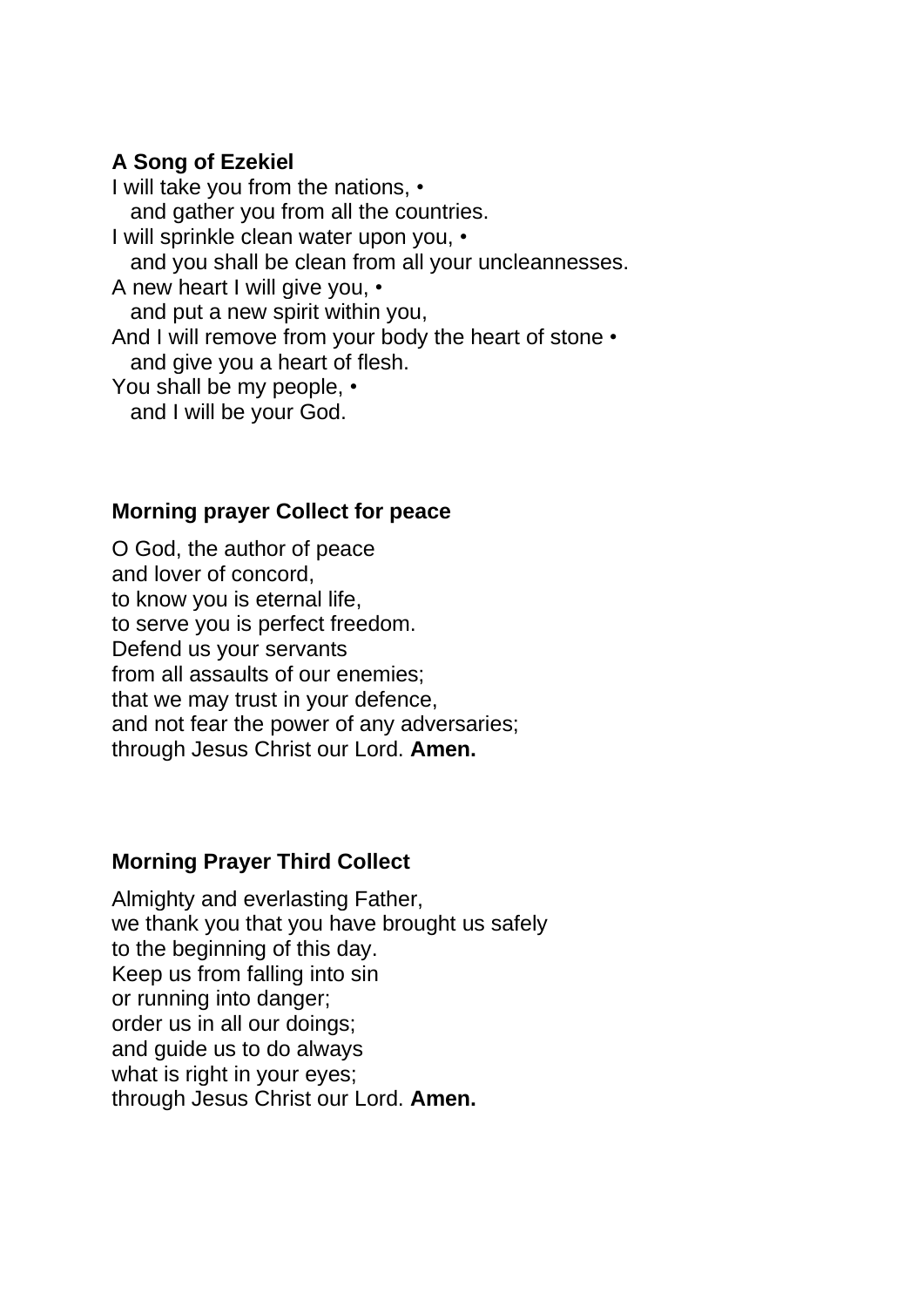**A Song of Ezekiel**

I will take you from the nations, •
  and gather you from all the countries.
I will sprinkle clean water upon you, •
  and you shall be clean from all your uncleannesses.
A new heart I will give you, •
  and put a new spirit within you,
And I will remove from your body the heart of stone •
  and give you a heart of flesh.
You shall be my people, •
  and I will be your God.

**Morning prayer Collect for peace**

O God, the author of peace
and lover of concord,
to know you is eternal life,
to serve you is perfect freedom.
Defend us your servants
from all assaults of our enemies;
that we may trust in your defence,
and not fear the power of any adversaries;
through Jesus Christ our Lord. **Amen.**

**Morning Prayer Third Collect**

Almighty and everlasting Father,
we thank you that you have brought us safely
to the beginning of this day.
Keep us from falling into sin
or running into danger;
order us in all our doings;
and guide us to do always
what is right in your eyes;
through Jesus Christ our Lord. **Amen.**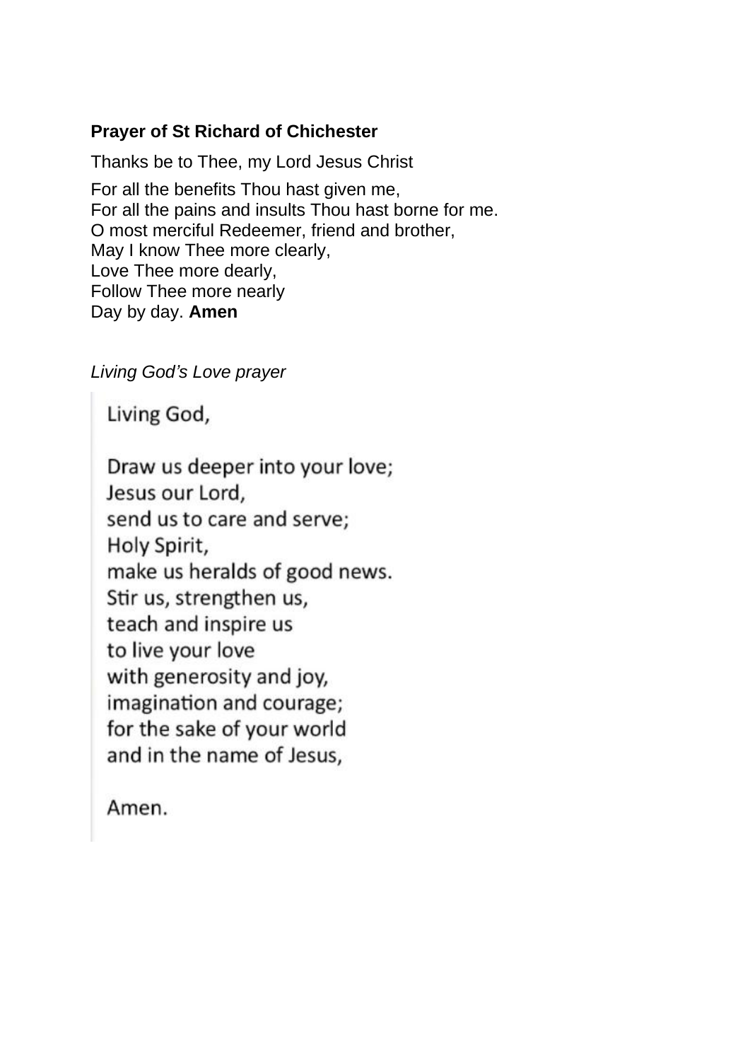**Prayer of St Richard of Chichester**

Thanks be to Thee, my Lord Jesus Christ

For all the benefits Thou hast given me,
For all the pains and insults Thou hast borne for me.
O most merciful Redeemer, friend and brother,
May I know Thee more clearly,
Love Thee more dearly,
Follow Thee more nearly
Day by day. **Amen**

*Living God's Love prayer*

> Living God,
>
> Draw us deeper into your love;
> Jesus our Lord,
> send us to care and serve;
> Holy Spirit,
> make us heralds of good news.
> Stir us, strengthen us,
> teach and inspire us
> to live your love
> with generosity and joy,
> imagination and courage;
> for the sake of your world
> and in the name of Jesus,
>
> Amen.